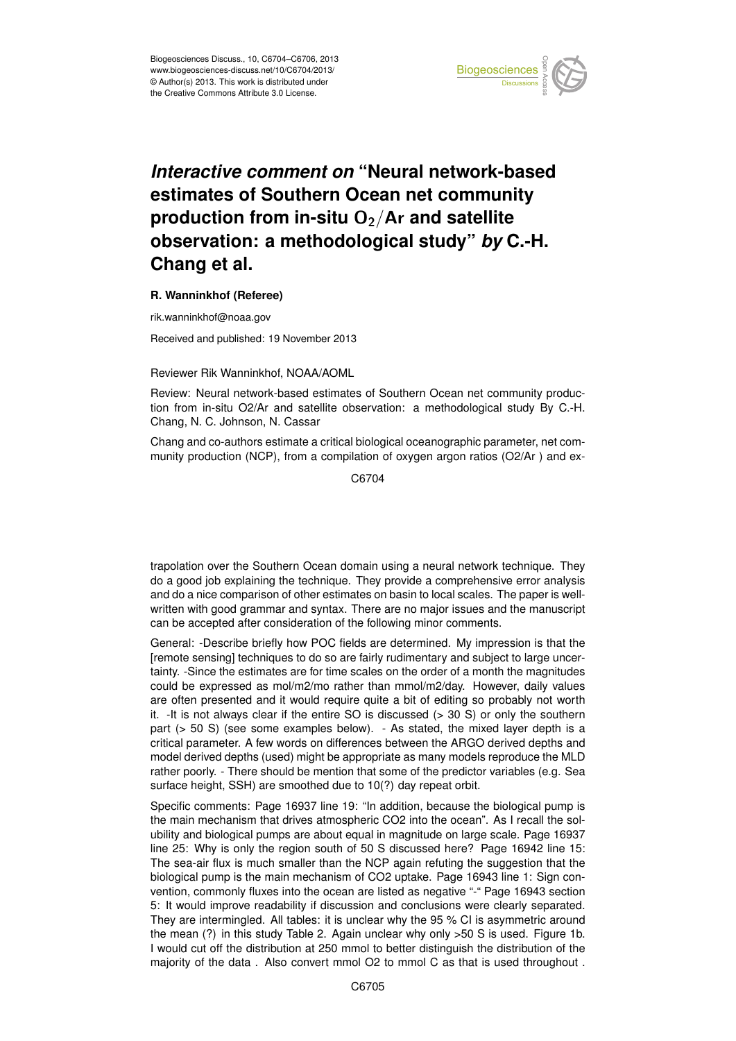# *Interactive comment on* "Neural network-based estimates of Southern Ocean net community production from in-situ $O_2$/Ar and satellite observation: a methodological study" *by* C.-H. Chang et al.

**R. Wanninkhof (Referee)**

rik.wanninkhof@noaa.gov

Received and published: 19 November 2013

Reviewer Rik Wanninkhof, NOAA/AOML

Review: Neural network-based estimates of Southern Ocean net community production from in-situ O2/Ar and satellite observation: a methodological study By C.-H. Chang, N. C. Johnson, N. Cassar

Chang and co-authors estimate a critical biological oceanographic parameter, net community production (NCP), from a compilation of oxygen argon ratios (O2/Ar ) and extrapolation over the Southern Ocean domain using a neural network technique. They do a good job explaining the technique. They provide a comprehensive error analysis and do a nice comparison of other estimates on basin to local scales. The paper is well-written with good grammar and syntax. There are no major issues and the manuscript can be accepted after consideration of the following minor comments.

General: -Describe briefly how POC fields are determined. My impression is that the [remote sensing] techniques to do so are fairly rudimentary and subject to large uncertainty. -Since the estimates are for time scales on the order of a month the magnitudes could be expressed as mol/m2/mo rather than mmol/m2/day. However, daily values are often presented and it would require quite a bit of editing so probably not worth it. -It is not always clear if the entire SO is discussed (> 30 S) or only the southern part (> 50 S) (see some examples below). - As stated, the mixed layer depth is a critical parameter. A few words on differences between the ARGO derived depths and model derived depths (used) might be appropriate as many models reproduce the MLD rather poorly. - There should be mention that some of the predictor variables (e.g. Sea surface height, SSH) are smoothed due to 10(?) day repeat orbit.

Specific comments: Page 16937 line 19: "In addition, because the biological pump is the main mechanism that drives atmospheric CO2 into the ocean". As I recall the solubility and biological pumps are about equal in magnitude on large scale. Page 16937 line 25: Why is only the region south of 50 S discussed here? Page 16942 line 15: The sea-air flux is much smaller than the NCP again refuting the suggestion that the biological pump is the main mechanism of CO2 uptake. Page 16943 line 1: Sign convention, commonly fluxes into the ocean are listed as negative "-" Page 16943 section 5: It would improve readability if discussion and conclusions were clearly separated. They are intermingled. All tables: it is unclear why the 95 % CI is asymmetric around the mean (?) in this study Table 2. Again unclear why only >50 S is used. Figure 1b. I would cut off the distribution at 250 mmol to better distinguish the distribution of the majority of the data . Also convert mmol O2 to mmol C as that is used throughout .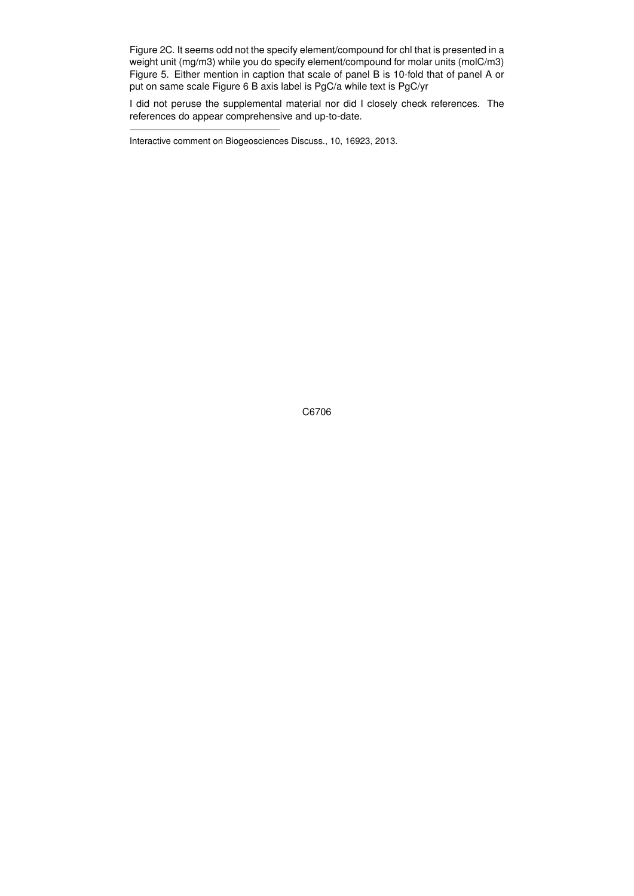Figure 2C. It seems odd not the specify element/compound for chl that is presented in a weight unit (mg/m3) while you do specify element/compound for molar units (molC/m3) Figure 5. Either mention in caption that scale of panel B is 10-fold that of panel A or put on same scale Figure 6 B axis label is PgC/a while text is PgC/yr

I did not peruse the supplemental material nor did I closely check references. The references do appear comprehensive and up-to-date.

---

Interactive comment on Biogeosciences Discuss., 10, 16923, 2013.